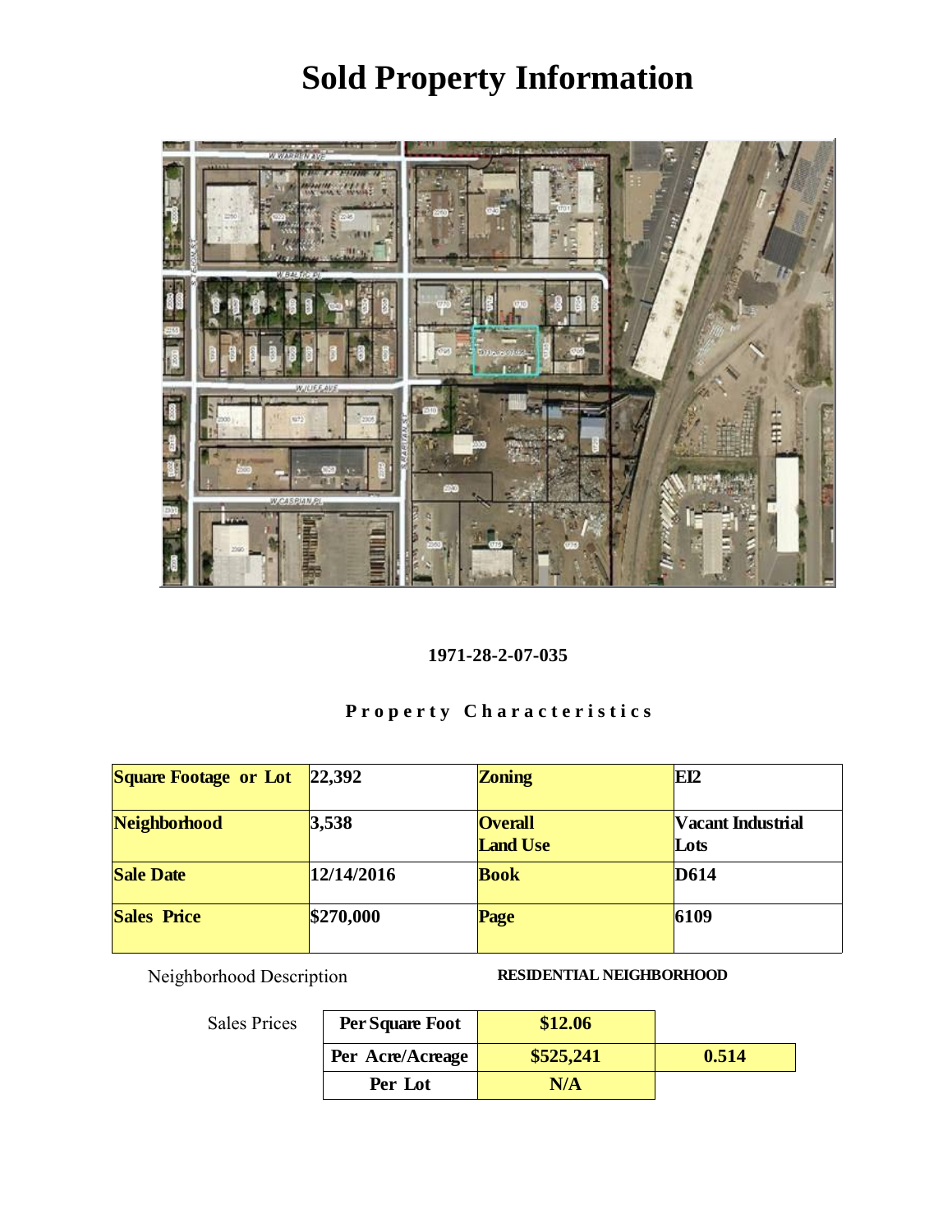# Sold Property Information

**1971-28-2-07-035**

**Property Characteristics**

| Square Footage or Lot | 22,392 | Zoning | EI2 |
|---|---|---|---|
| Neighborhood | 3,538 | Overall Land Use | Vacant Industrial Lots |
| Sale Date | 12/14/2016 | Book | D614 |
| Sales Price | $270,000 | Page | 6109 |

Neighborhood Description **RESIDENTIAL NEIGHBORHOOD**

Sales Prices

| | | |
|---|---|---|
| Per Square Foot | $12.06 | |
| Per Acre/Acreage | $525,241 | 0.514 |
| Per Lot | N/A | |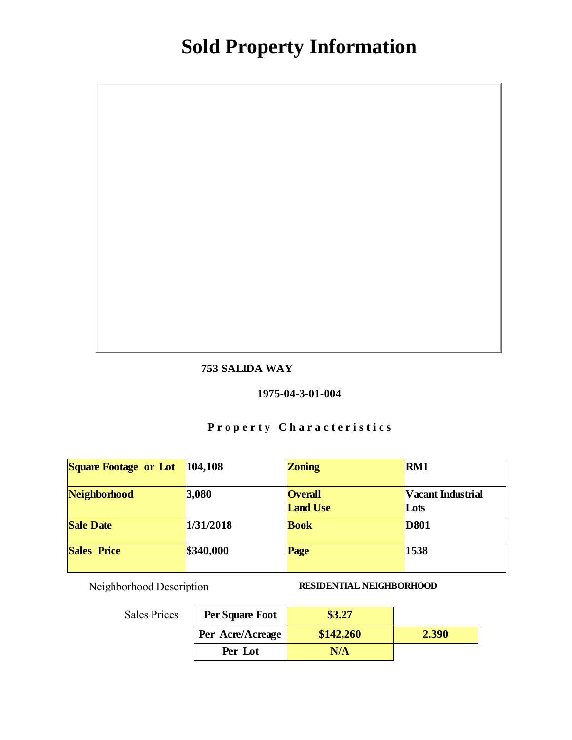# Sold Property Information

**753 SALIDA WAY**

**1975-04-3-01-004**

**Property Characteristics**

| Square Footage or Lot | 104,108 | Zoning | RM1 |
|---|---|---|---|
| Neighborhood | 3,080 | Overall Land Use | Vacant Industrial Lots |
| Sale Date | 1/31/2018 | Book | D801 |
| Sales Price | $340,000 | Page | 1538 |

Neighborhood Description **RESIDENTIAL NEIGHBORHOOD**

Sales Prices

| | | |
|---|---|---|
| Per Square Foot | $3.27 | |
| Per Acre/Acreage | $142,260 | 2.390 |
| Per Lot | N/A | |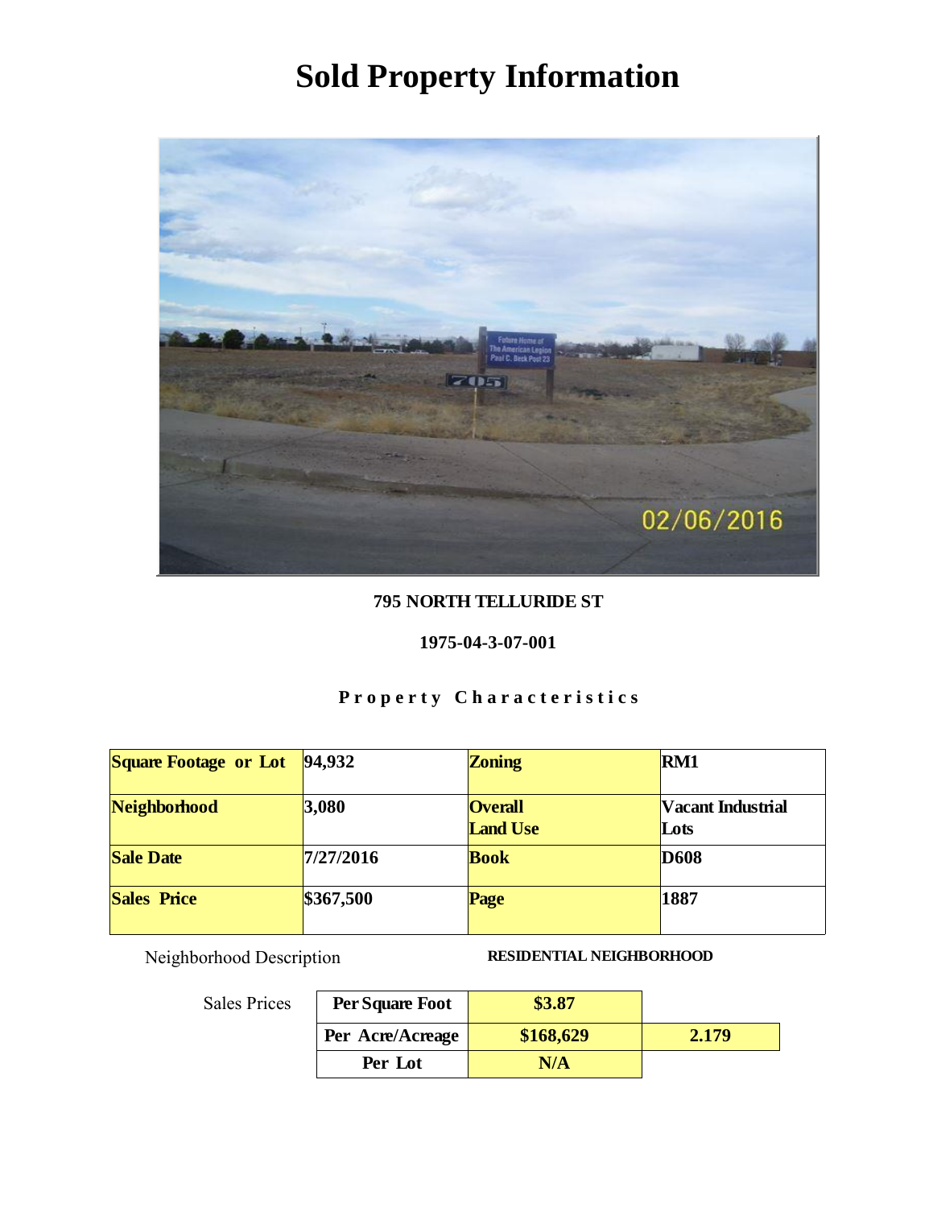# Sold Property Information

**795 NORTH TELLURIDE ST**

**1975-04-3-07-001**

**Property Characteristics**

| **Square Footage or Lot** | **94,932** | **Zoning** | **RM1** |
|---|---|---|---|
| **Neighborhood** | **3,080** | **Overall Land Use** | **Vacant Industrial Lots** |
| **Sale Date** | **7/27/2016** | **Book** | **D608** |
| **Sales Price** | **$367,500** | **Page** | **1887** |

Neighborhood Description **RESIDENTIAL NEIGHBORHOOD**

Sales Prices

| | | |
|---|---|---|
| **Per Square Foot** | **$3.87** | |
| **Per Acre/Acreage** | **$168,629** | **2.179** |
| **Per Lot** | **N/A** | |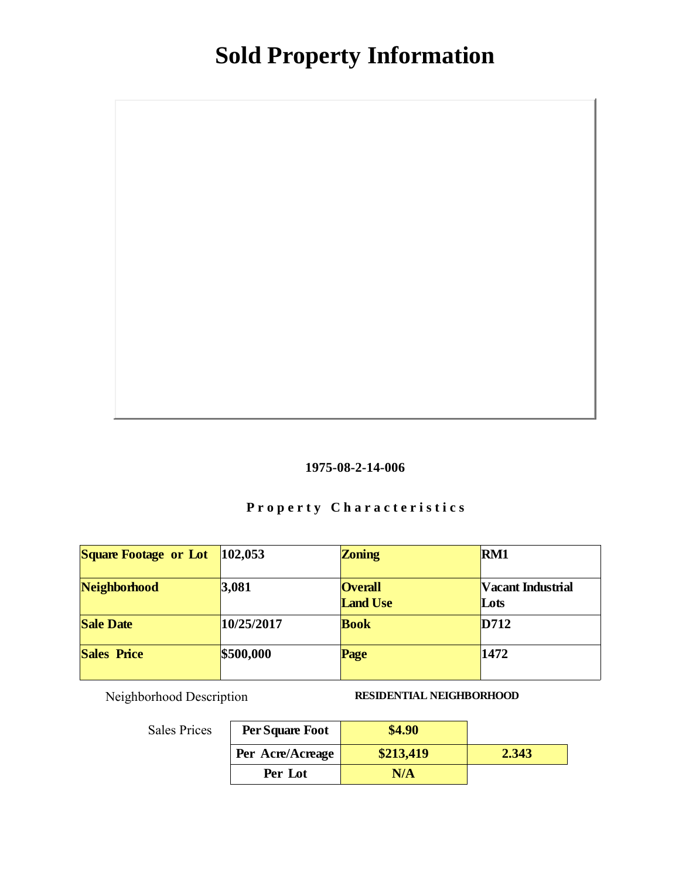# Sold Property Information

**1975-08-2-14-006**

**Property Characteristics**

| Square Footage or Lot | 102,053 | Zoning | RM1 |
|---|---|---|---|
| Neighborhood | 3,081 | Overall Land Use | Vacant Industrial Lots |
| Sale Date | 10/25/2017 | Book | D712 |
| Sales Price | $500,000 | Page | 1472 |

Neighborhood Description **RESIDENTIAL NEIGHBORHOOD**

Sales Prices

| | | |
|---|---|---|
| **Per Square Foot** | **$4.90** | |
| **Per Acre/Acreage** | **$213,419** | **2.343** |
| **Per Lot** | **N/A** | |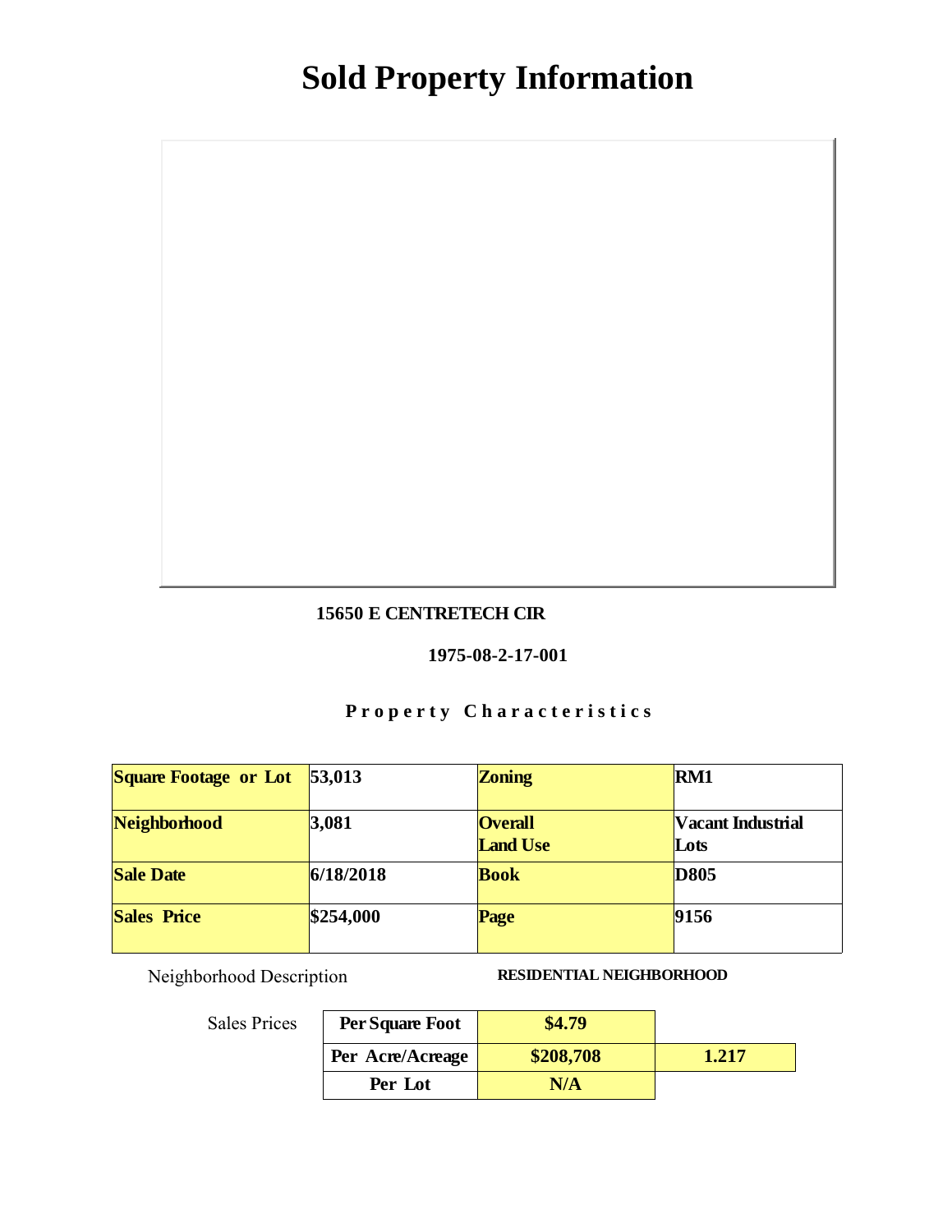# Sold Property Information

**15650 E CENTRETECH CIR**

**1975-08-2-17-001**

**Property Characteristics**

| Square Footage or Lot | 53,013 | Zoning | RM1 |
|---|---|---|---|
| Neighborhood | 3,081 | Overall Land Use | Vacant Industrial Lots |
| Sale Date | 6/18/2018 | Book | D805 |
| Sales Price | $254,000 | Page | 9156 |

Neighborhood Description **RESIDENTIAL NEIGHBORHOOD**

Sales Prices

| | | |
|---|---|---|
| Per Square Foot | $4.79 | |
| Per Acre/Acreage | $208,708 | 1.217 |
| Per Lot | N/A | |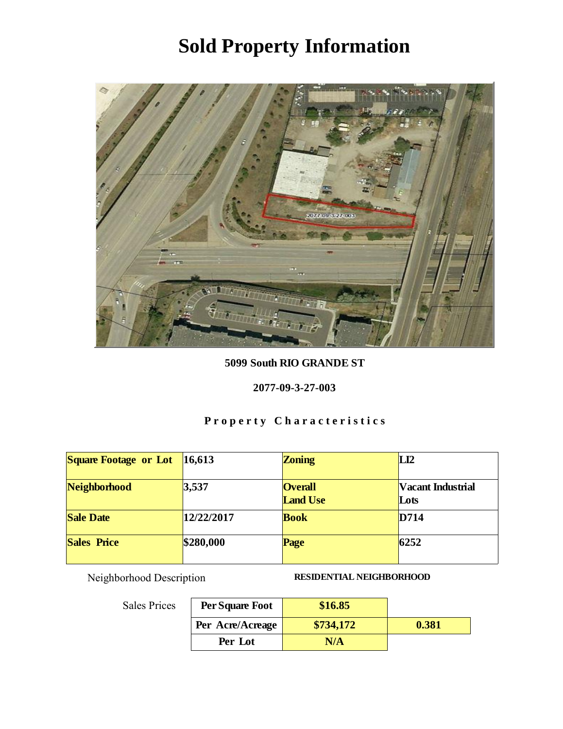# Sold Property Information

**5099 South RIO GRANDE ST**

**2077-09-3-27-003**

**Property Characteristics**

| Square Footage or Lot | 16,613 | Zoning | LI2 |
|---|---|---|---|
| Neighborhood | 3,537 | Overall Land Use | Vacant Industrial Lots |
| Sale Date | 12/22/2017 | Book | D714 |
| Sales Price | $280,000 | Page | 6252 |

Neighborhood Description **RESIDENTIAL NEIGHBORHOOD**

Sales Prices

| | | |
|---|---|---|
| Per Square Foot | $16.85 | |
| Per Acre/Acreage | $734,172 | 0.381 |
| Per Lot | N/A | |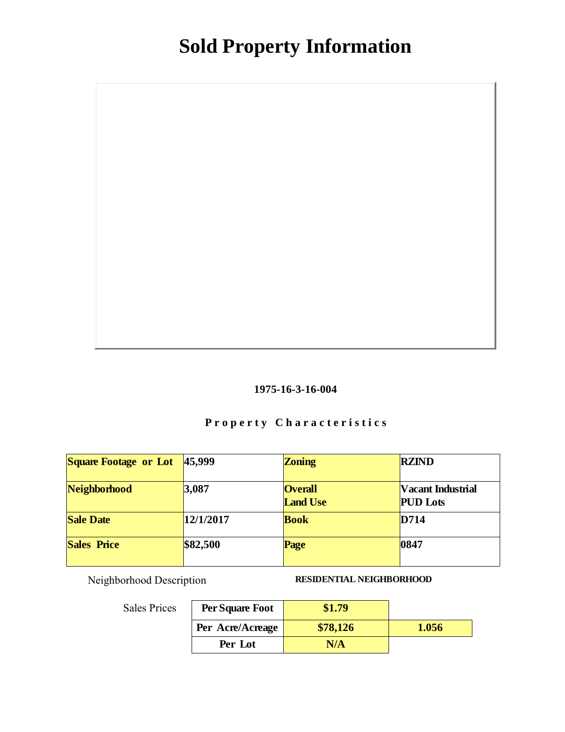# Sold Property Information

**1975-16-3-16-004**

**Property Characteristics**

| | | | |
|---|---|---|---|
| **Square Footage or Lot** | **45,999** | **Zoning** | **RZIND** |
| **Neighborhood** | **3,087** | **Overall Land Use** | **Vacant Industrial PUD Lots** |
| **Sale Date** | **12/1/2017** | **Book** | **D714** |
| **Sales Price** | **$82,500** | **Page** | **0847** |

Neighborhood Description **RESIDENTIAL NEIGHBORHOOD**

Sales Prices

| | | |
|---|---|---|
| **Per Square Foot** | **$1.79** | |
| **Per Acre/Acreage** | **$78,126** | **1.056** |
| **Per Lot** | **N/A** | |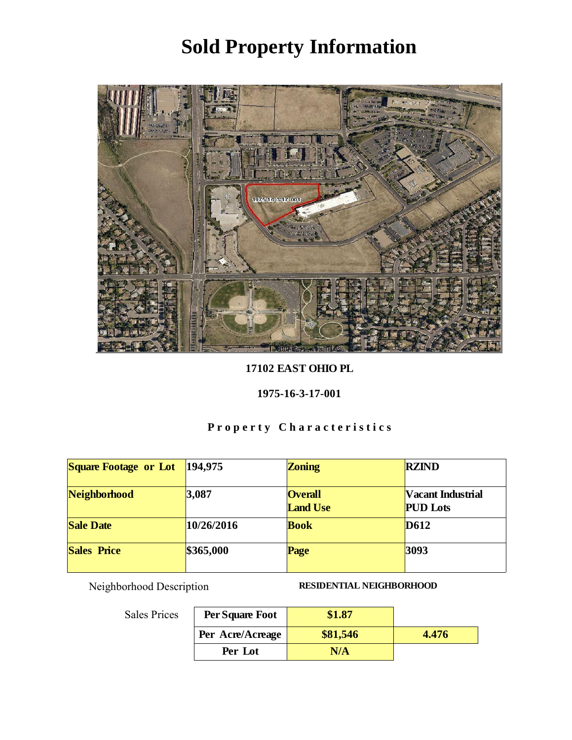# Sold Property Information

**17102 EAST OHIO PL**

**1975-16-3-17-001**

**Property Characteristics**

| Square Footage or Lot | 194,975 | Zoning | RZIND |
|---|---|---|---|
| Neighborhood | 3,087 | Overall Land Use | Vacant Industrial PUD Lots |
| Sale Date | 10/26/2016 | Book | D612 |
| Sales Price | $365,000 | Page | 3093 |

Neighborhood Description **RESIDENTIAL NEIGHBORHOOD**

Sales Prices

| | | |
|---|---|---|
| Per Square Foot | $1.87 | |
| Per Acre/Acreage | $81,546 | 4.476 |
| Per Lot | N/A | |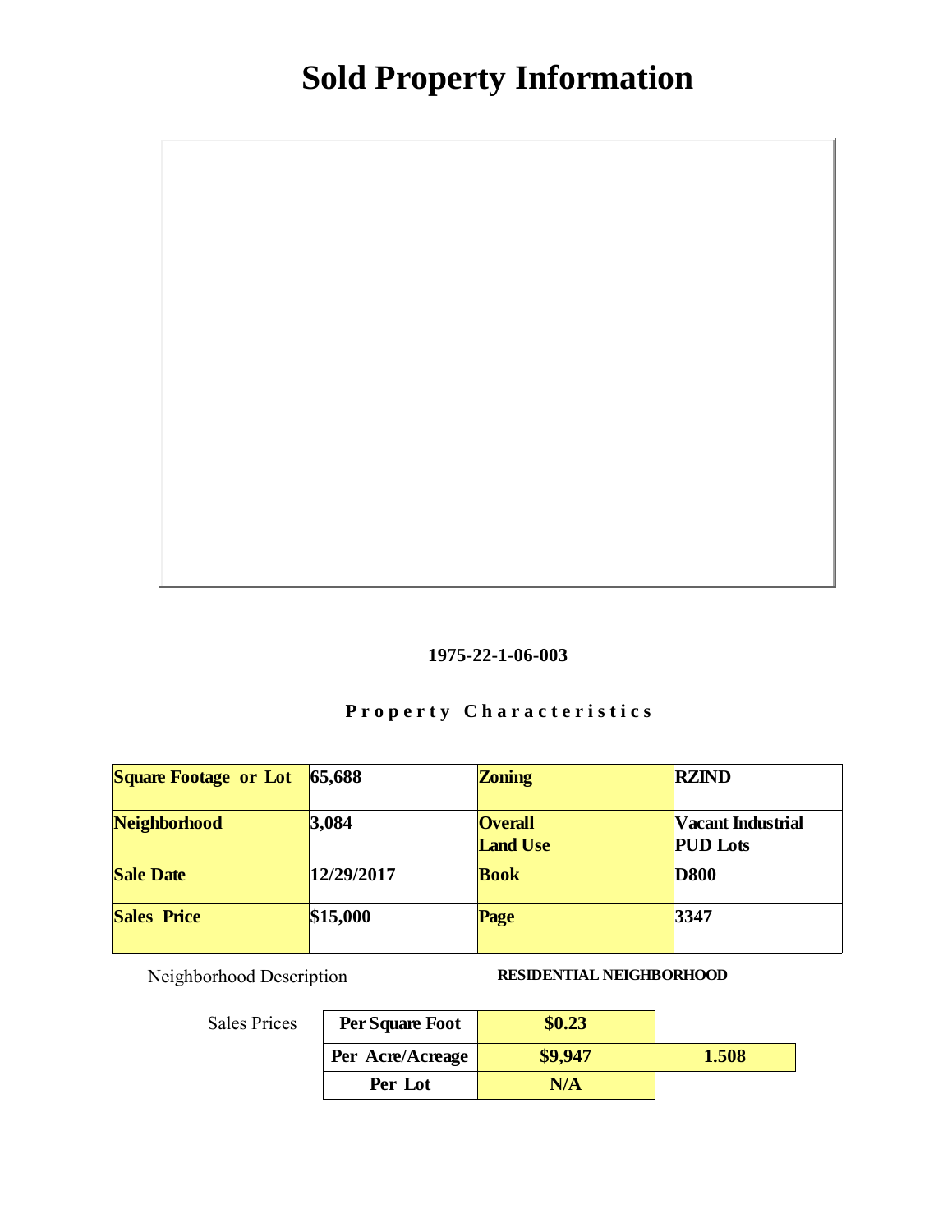# Sold Property Information

**1975-22-1-06-003**

**Property Characteristics**

| **Square Footage or Lot** | **65,688** | **Zoning** | **RZIND** |
|---|---|---|---|
| **Neighborhood** | **3,084** | **Overall Land Use** | **Vacant Industrial PUD Lots** |
| **Sale Date** | **12/29/2017** | **Book** | **D800** |
| **Sales Price** | **$15,000** | **Page** | **3347** |

Neighborhood Description **RESIDENTIAL NEIGHBORHOOD**

Sales Prices

| | | |
|---|---|---|
| **Per Square Foot** | **$0.23** | |
| **Per Acre/Acreage** | **$9,947** | **1.508** |
| **Per Lot** | **N/A** | |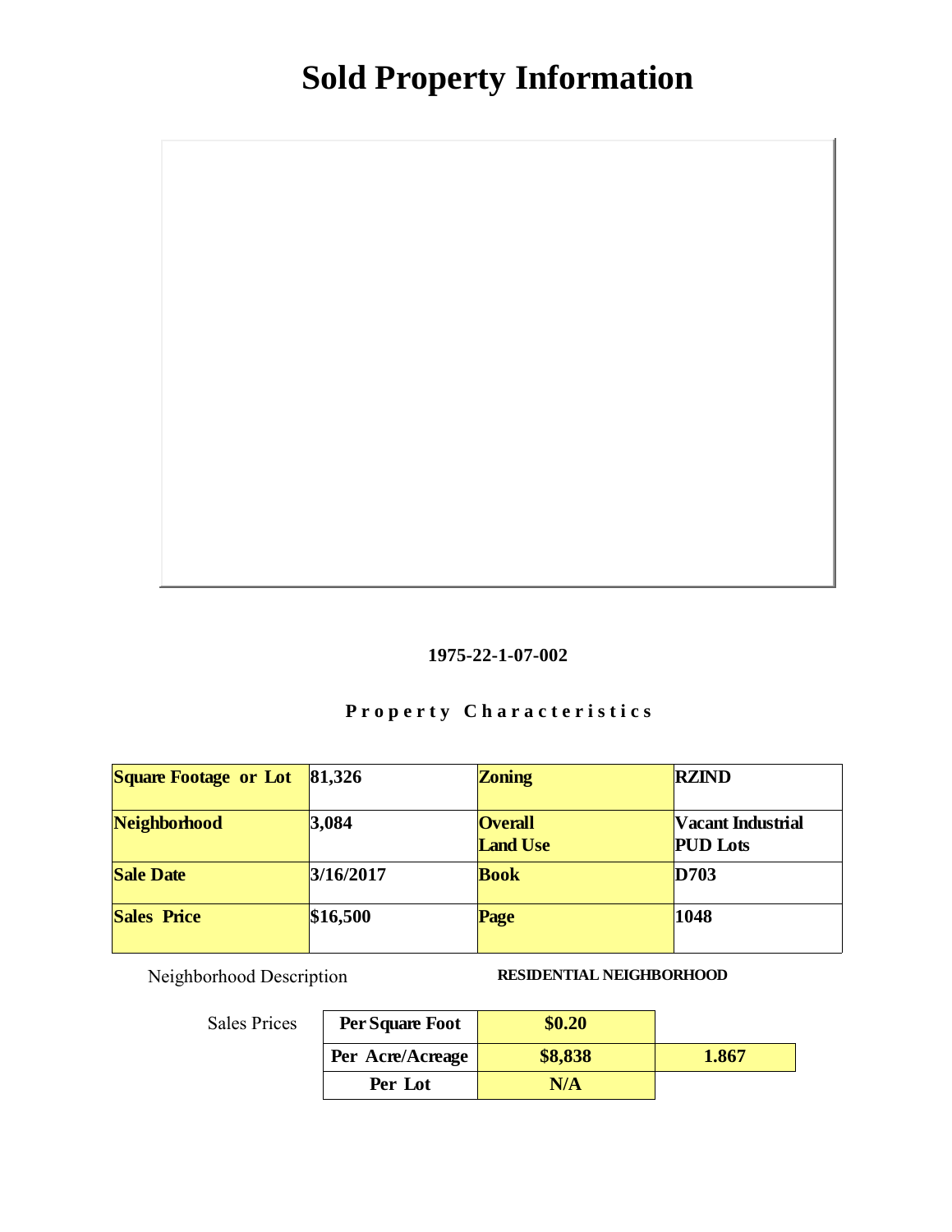# Sold Property Information

**1975-22-1-07-002**

**Property Characteristics**

| Square Footage or Lot | 81,326 | Zoning | RZIND |
|---|---|---|---|
| Neighborhood | 3,084 | Overall Land Use | Vacant Industrial PUD Lots |
| Sale Date | 3/16/2017 | Book | D703 |
| Sales Price | $16,500 | Page | 1048 |

Neighborhood Description **RESIDENTIAL NEIGHBORHOOD**

Sales Prices

| | | |
|---|---|---|
| Per Square Foot | $0.20 | |
| Per Acre/Acreage | $8,838 | 1.867 |
| Per Lot | N/A | |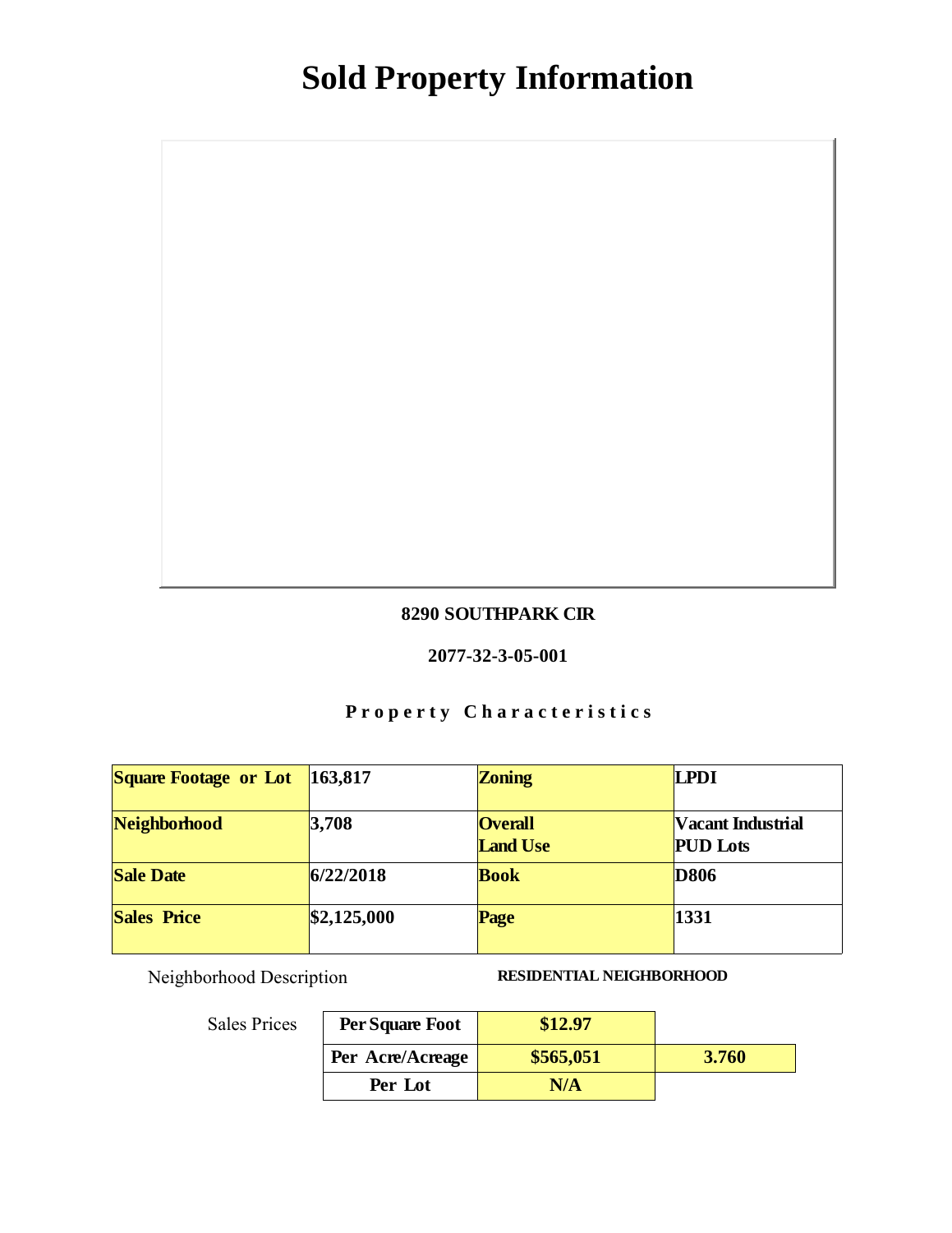# Sold Property Information

**8290 SOUTHPARK CIR**

**2077-32-3-05-001**

**Property Characteristics**

| | | | |
|---|---|---|---|
| **Square Footage or Lot** | **163,817** | **Zoning** | **LPDI** |
| **Neighborhood** | **3,708** | **Overall Land Use** | **Vacant Industrial PUD Lots** |
| **Sale Date** | **6/22/2018** | **Book** | **D806** |
| **Sales Price** | **$2,125,000** | **Page** | **1331** |

Neighborhood Description **RESIDENTIAL NEIGHBORHOOD**

Sales Prices

| | | |
|---|---|---|
| **Per Square Foot** | **$12.97** | |
| **Per Acre/Acreage** | **$565,051** | **3.760** |
| **Per Lot** | **N/A** | |